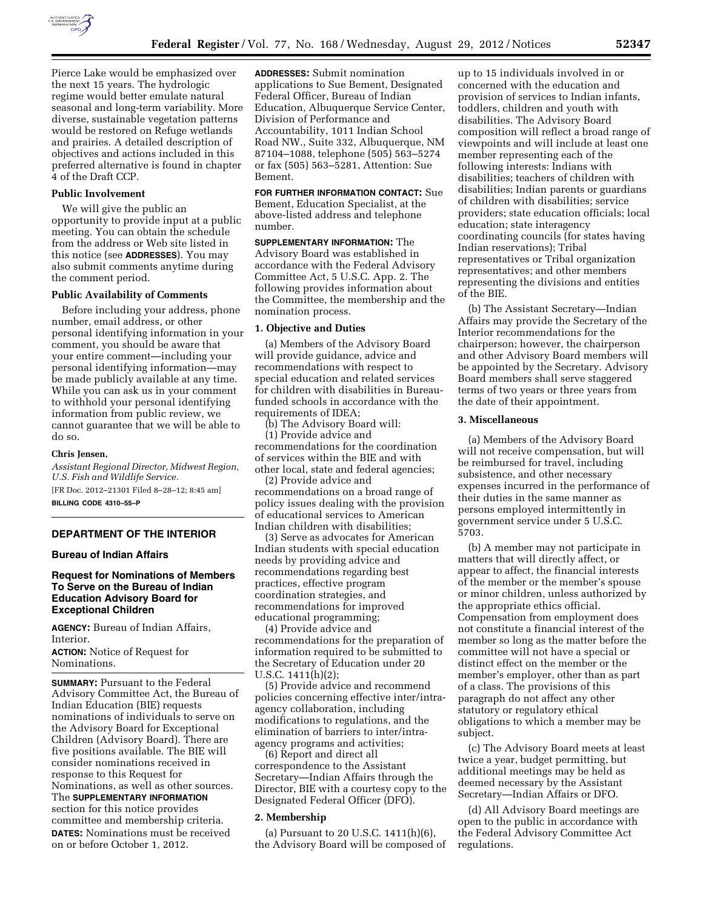Pierce Lake would be emphasized over the next 15 years. The hydrologic regime would better emulate natural seasonal and long-term variability. More diverse, sustainable vegetation patterns would be restored on Refuge wetlands and prairies. A detailed description of objectives and actions included in this preferred alternative is found in chapter 4 of the Draft CCP.

**Public Involvement**

We will give the public an opportunity to provide input at a public meeting. You can obtain the schedule from the address or Web site listed in this notice (see **ADDRESSES**). You may also submit comments anytime during the comment period.

**Public Availability of Comments**

Before including your address, phone number, email address, or other personal identifying information in your comment, you should be aware that your entire comment—including your personal identifying information—may be made publicly available at any time. While you can ask us in your comment to withhold your personal identifying information from public review, we cannot guarantee that we will be able to do so.

**Chris Jensen,**

*Assistant Regional Director, Midwest Region, U.S. Fish and Wildlife Service.*

[FR Doc. 2012–21301 Filed 8–28–12; 8:45 am]

**BILLING CODE 4310–55–P**

---

## DEPARTMENT OF THE INTERIOR

### Bureau of Indian Affairs

### Request for Nominations of Members To Serve on the Bureau of Indian Education Advisory Board for Exceptional Children

**AGENCY:** Bureau of Indian Affairs, Interior.

**ACTION:** Notice of Request for Nominations.

**SUMMARY:** Pursuant to the Federal Advisory Committee Act, the Bureau of Indian Education (BIE) requests nominations of individuals to serve on the Advisory Board for Exceptional Children (Advisory Board). There are five positions available. The BIE will consider nominations received in response to this Request for Nominations, as well as other sources. The **SUPPLEMENTARY INFORMATION** section for this notice provides committee and membership criteria.

**DATES:** Nominations must be received on or before October 1, 2012.

**ADDRESSES:** Submit nomination applications to Sue Bement, Designated Federal Officer, Bureau of Indian Education, Albuquerque Service Center, Division of Performance and Accountability, 1011 Indian School Road NW., Suite 332, Albuquerque, NM 87104–1088, telephone (505) 563–5274 or fax (505) 563–5281, Attention: Sue Bement.

**FOR FURTHER INFORMATION CONTACT:** Sue Bement, Education Specialist, at the above-listed address and telephone number.

**SUPPLEMENTARY INFORMATION:** The Advisory Board was established in accordance with the Federal Advisory Committee Act, 5 U.S.C. App. 2. The following provides information about the Committee, the membership and the nomination process.

**1. Objective and Duties**

(a) Members of the Advisory Board will provide guidance, advice and recommendations with respect to special education and related services for children with disabilities in Bureau-funded schools in accordance with the requirements of IDEA;

(b) The Advisory Board will:

(1) Provide advice and recommendations for the coordination of services within the BIE and with other local, state and federal agencies;

(2) Provide advice and recommendations on a broad range of policy issues dealing with the provision of educational services to American Indian children with disabilities;

(3) Serve as advocates for American Indian students with special education needs by providing advice and recommendations regarding best practices, effective program coordination strategies, and recommendations for improved educational programming;

(4) Provide advice and recommendations for the preparation of information required to be submitted to the Secretary of Education under 20 U.S.C. 1411(h)(2);

(5) Provide advice and recommend policies concerning effective inter/intra-agency collaboration, including modifications to regulations, and the elimination of barriers to inter/intra-agency programs and activities;

(6) Report and direct all correspondence to the Assistant Secretary—Indian Affairs through the Director, BIE with a courtesy copy to the Designated Federal Officer (DFO).

**2. Membership**

(a) Pursuant to 20 U.S.C. 1411(h)(6), the Advisory Board will be composed of up to 15 individuals involved in or concerned with the education and provision of services to Indian infants, toddlers, children and youth with disabilities. The Advisory Board composition will reflect a broad range of viewpoints and will include at least one member representing each of the following interests: Indians with disabilities; teachers of children with disabilities; Indian parents or guardians of children with disabilities; service providers; state education officials; local education; state interagency coordinating councils (for states having Indian reservations); Tribal representatives or Tribal organization representatives; and other members representing the divisions and entities of the BIE.

(b) The Assistant Secretary—Indian Affairs may provide the Secretary of the Interior recommendations for the chairperson; however, the chairperson and other Advisory Board members will be appointed by the Secretary. Advisory Board members shall serve staggered terms of two years or three years from the date of their appointment.

**3. Miscellaneous**

(a) Members of the Advisory Board will not receive compensation, but will be reimbursed for travel, including subsistence, and other necessary expenses incurred in the performance of their duties in the same manner as persons employed intermittently in government service under 5 U.S.C. 5703.

(b) A member may not participate in matters that will directly affect, or appear to affect, the financial interests of the member or the member's spouse or minor children, unless authorized by the appropriate ethics official. Compensation from employment does not constitute a financial interest of the member so long as the matter before the committee will not have a special or distinct effect on the member or the member's employer, other than as part of a class. The provisions of this paragraph do not affect any other statutory or regulatory ethical obligations to which a member may be subject.

(c) The Advisory Board meets at least twice a year, budget permitting, but additional meetings may be held as deemed necessary by the Assistant Secretary—Indian Affairs or DFO.

(d) All Advisory Board meetings are open to the public in accordance with the Federal Advisory Committee Act regulations.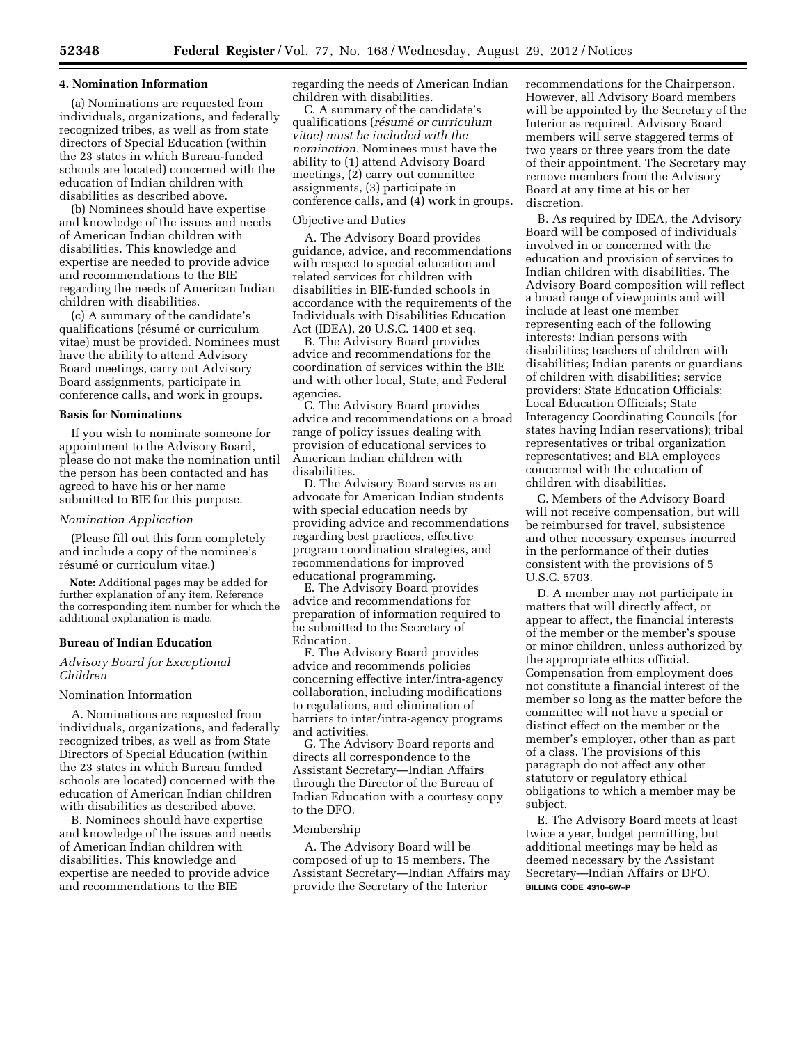**4. Nomination Information**

(a) Nominations are requested from individuals, organizations, and federally recognized tribes, as well as from state directors of Special Education (within the 23 states in which Bureau-funded schools are located) concerned with the education of Indian children with disabilities as described above.

(b) Nominees should have expertise and knowledge of the issues and needs of American Indian children with disabilities. This knowledge and expertise are needed to provide advice and recommendations to the BIE regarding the needs of American Indian children with disabilities.

(c) A summary of the candidate's qualifications (résumé or curriculum vitae) must be provided. Nominees must have the ability to attend Advisory Board meetings, carry out Advisory Board assignments, participate in conference calls, and work in groups.

**Basis for Nominations**

If you wish to nominate someone for appointment to the Advisory Board, please do not make the nomination until the person has been contacted and has agreed to have his or her name submitted to BIE for this purpose.

*Nomination Application*

(Please fill out this form completely and include a copy of the nominee's résumé or curriculum vitae.)

**Note:** Additional pages may be added for further explanation of any item. Reference the corresponding item number for which the additional explanation is made.

**Bureau of Indian Education**

*Advisory Board for Exceptional Children*

Nomination Information

A. Nominations are requested from individuals, organizations, and federally recognized tribes, as well as from State Directors of Special Education (within the 23 states in which Bureau funded schools are located) concerned with the education of American Indian children with disabilities as described above.

B. Nominees should have expertise and knowledge of the issues and needs of American Indian children with disabilities. This knowledge and expertise are needed to provide advice and recommendations to the BIE regarding the needs of American Indian children with disabilities.

C. A summary of the candidate's qualifications (*résumé or curriculum vitae) must be included with the nomination.* Nominees must have the ability to (1) attend Advisory Board meetings, (2) carry out committee assignments, (3) participate in conference calls, and (4) work in groups.

Objective and Duties

A. The Advisory Board provides guidance, advice, and recommendations with respect to special education and related services for children with disabilities in BIE-funded schools in accordance with the requirements of the Individuals with Disabilities Education Act (IDEA), 20 U.S.C. 1400 et seq.

B. The Advisory Board provides advice and recommendations for the coordination of services within the BIE and with other local, State, and Federal agencies.

C. The Advisory Board provides advice and recommendations on a broad range of policy issues dealing with provision of educational services to American Indian children with disabilities.

D. The Advisory Board serves as an advocate for American Indian students with special education needs by providing advice and recommendations regarding best practices, effective program coordination strategies, and recommendations for improved educational programming.

E. The Advisory Board provides advice and recommendations for preparation of information required to be submitted to the Secretary of Education.

F. The Advisory Board provides advice and recommends policies concerning effective inter/intra-agency collaboration, including modifications to regulations, and elimination of barriers to inter/intra-agency programs and activities.

G. The Advisory Board reports and directs all correspondence to the Assistant Secretary—Indian Affairs through the Director of the Bureau of Indian Education with a courtesy copy to the DFO.

Membership

A. The Advisory Board will be composed of up to 15 members. The Assistant Secretary—Indian Affairs may provide the Secretary of the Interior recommendations for the Chairperson. However, all Advisory Board members will be appointed by the Secretary of the Interior as required. Advisory Board members will serve staggered terms of two years or three years from the date of their appointment. The Secretary may remove members from the Advisory Board at any time at his or her discretion.

B. As required by IDEA, the Advisory Board will be composed of individuals involved in or concerned with the education and provision of services to Indian children with disabilities. The Advisory Board composition will reflect a broad range of viewpoints and will include at least one member representing each of the following interests: Indian persons with disabilities; teachers of children with disabilities; Indian parents or guardians of children with disabilities; service providers; State Education Officials; Local Education Officials; State Interagency Coordinating Councils (for states having Indian reservations); tribal representatives or tribal organization representatives; and BIA employees concerned with the education of children with disabilities.

C. Members of the Advisory Board will not receive compensation, but will be reimbursed for travel, subsistence and other necessary expenses incurred in the performance of their duties consistent with the provisions of 5 U.S.C. 5703.

D. A member may not participate in matters that will directly affect, or appear to affect, the financial interests of the member or the member's spouse or minor children, unless authorized by the appropriate ethics official. Compensation from employment does not constitute a financial interest of the member so long as the matter before the committee will not have a special or distinct effect on the member or the member's employer, other than as part of a class. The provisions of this paragraph do not affect any other statutory or regulatory ethical obligations to which a member may be subject.

E. The Advisory Board meets at least twice a year, budget permitting, but additional meetings may be held as deemed necessary by the Assistant Secretary—Indian Affairs or DFO.

BILLING CODE 4310–6W–P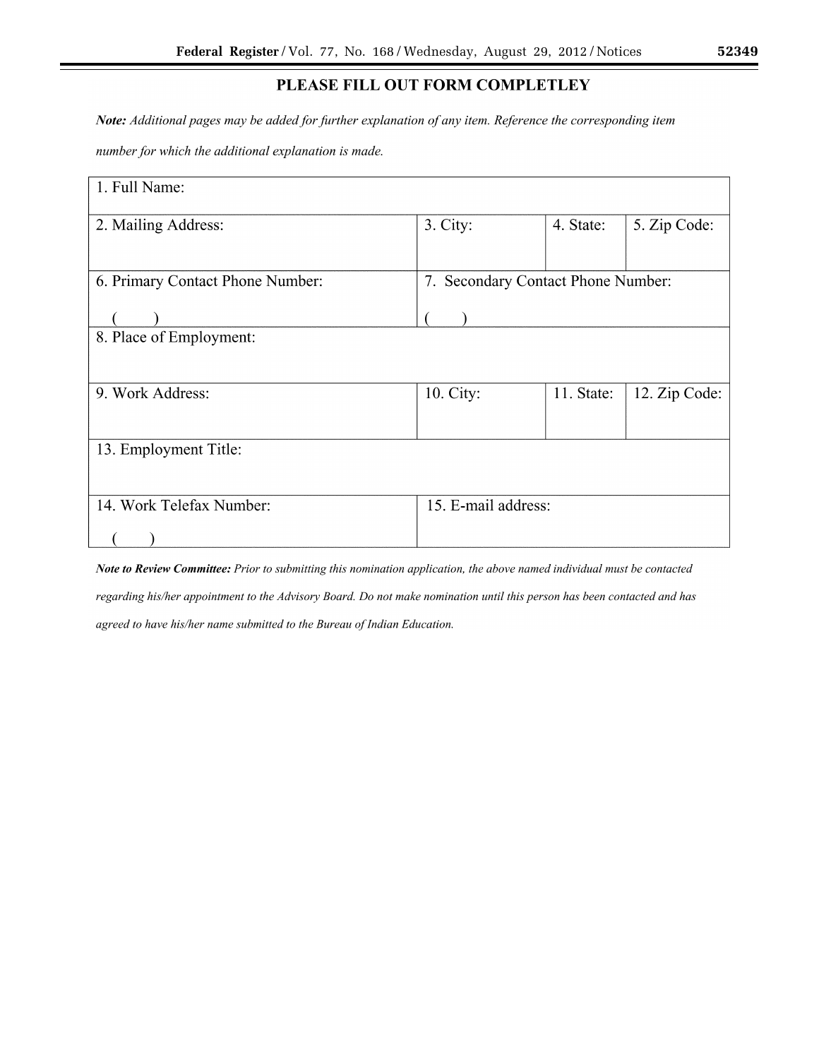**PLEASE FILL OUT FORM COMPLETLEY**

***Note:*** *Additional pages may be added for further explanation of any item. Reference the corresponding item number for which the additional explanation is made.*

| 1. Full Name: | | | |
|---|---|---|---|
| 2. Mailing Address: | 3. City: | 4. State: | 5. Zip Code: |
| 6. Primary Contact Phone Number: ( ) | 7. Secondary Contact Phone Number: ( ) | | |
| 8. Place of Employment: | | | |
| 9. Work Address: | 10. City: | 11. State: | 12. Zip Code: |
| 13. Employment Title: | | | |
| 14. Work Telefax Number: ( ) | 15. E-mail address: | | |

***Note to Review Committee:*** *Prior to submitting this nomination application, the above named individual must be contacted regarding his/her appointment to the Advisory Board. Do not make nomination until this person has been contacted and has agreed to have his/her name submitted to the Bureau of Indian Education.*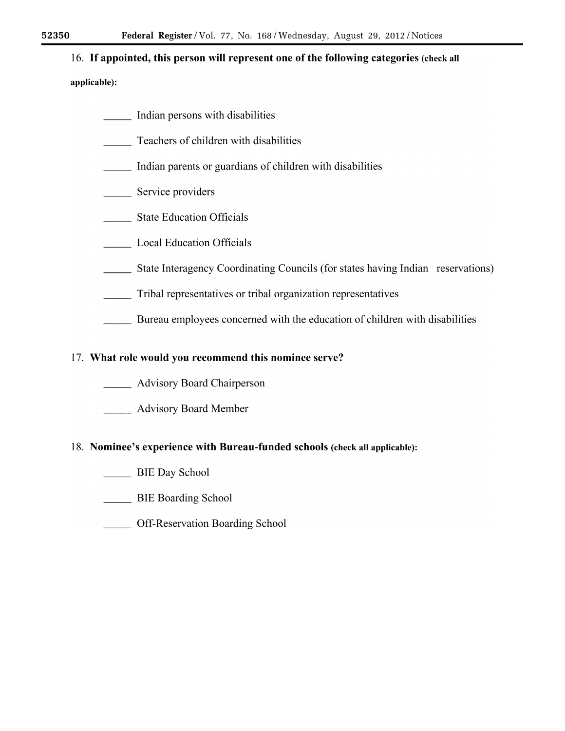16. **If appointed, this person will represent one of the following categories (check all applicable):**

_____ Indian persons with disabilities

_____ Teachers of children with disabilities

_____ Indian parents or guardians of children with disabilities

_____ Service providers

_____ State Education Officials

_____ Local Education Officials

_____ State Interagency Coordinating Councils (for states having Indian reservations)

_____ Tribal representatives or tribal organization representatives

_____ Bureau employees concerned with the education of children with disabilities

17. **What role would you recommend this nominee serve?**

_____ Advisory Board Chairperson

_____ Advisory Board Member

18. **Nominee's experience with Bureau-funded schools (check all applicable):**

_____ BIE Day School

_____ BIE Boarding School

_____ Off-Reservation Boarding School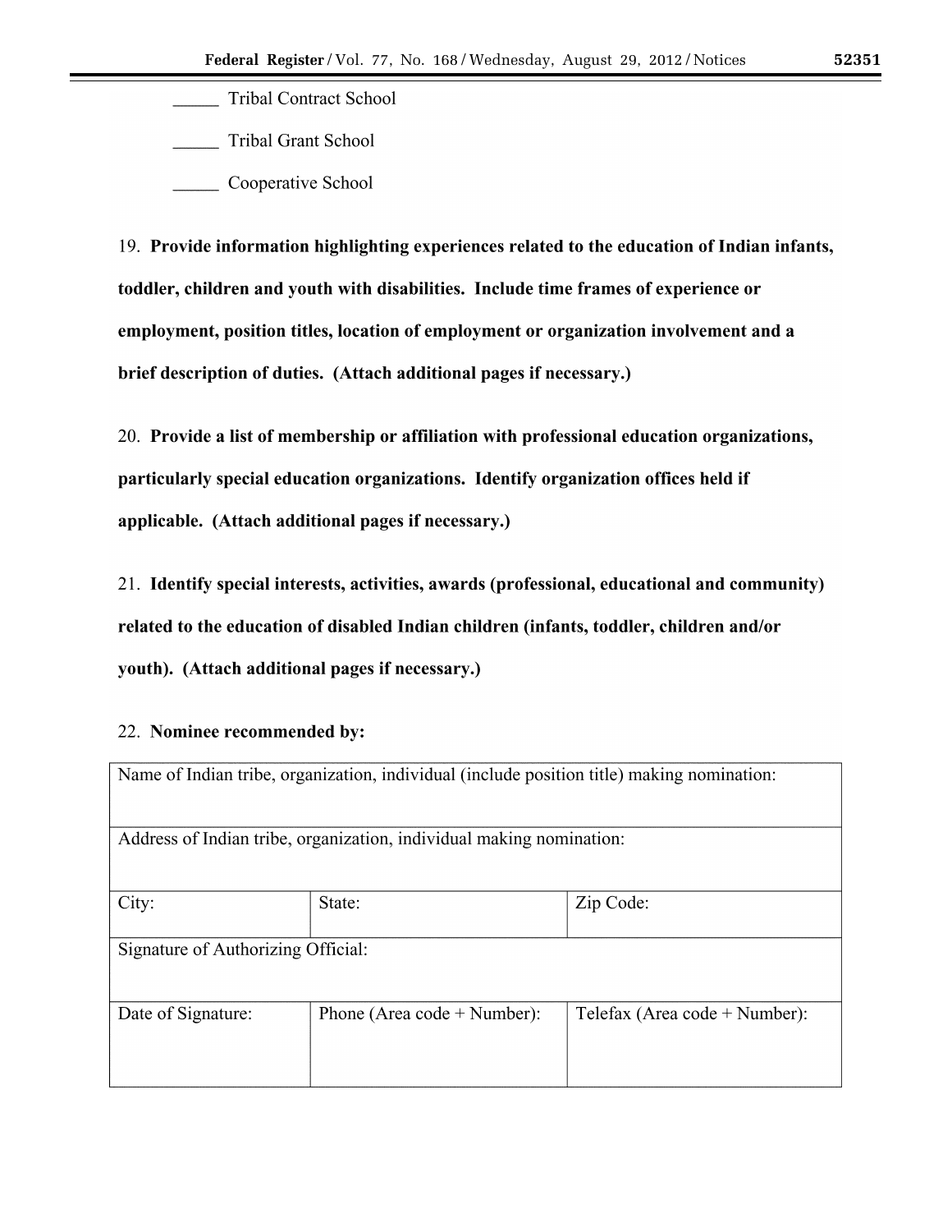_____ Tribal Contract School

_____ Tribal Grant School

_____ Cooperative School

19. **Provide information highlighting experiences related to the education of Indian infants, toddler, children and youth with disabilities. Include time frames of experience or employment, position titles, location of employment or organization involvement and a brief description of duties. (Attach additional pages if necessary.)**

20. **Provide a list of membership or affiliation with professional education organizations, particularly special education organizations. Identify organization offices held if applicable. (Attach additional pages if necessary.)**

21. **Identify special interests, activities, awards (professional, educational and community) related to the education of disabled Indian children (infants, toddler, children and/or youth). (Attach additional pages if necessary.)**

22. **Nominee recommended by:**

| Name of Indian tribe, organization, individual (include position title) making nomination: | | |
|---|---|---|
| Address of Indian tribe, organization, individual making nomination: | | |
| City: | State: | Zip Code: |
| Signature of Authorizing Official: | | |
| Date of Signature: | Phone (Area code + Number): | Telefax (Area code + Number): |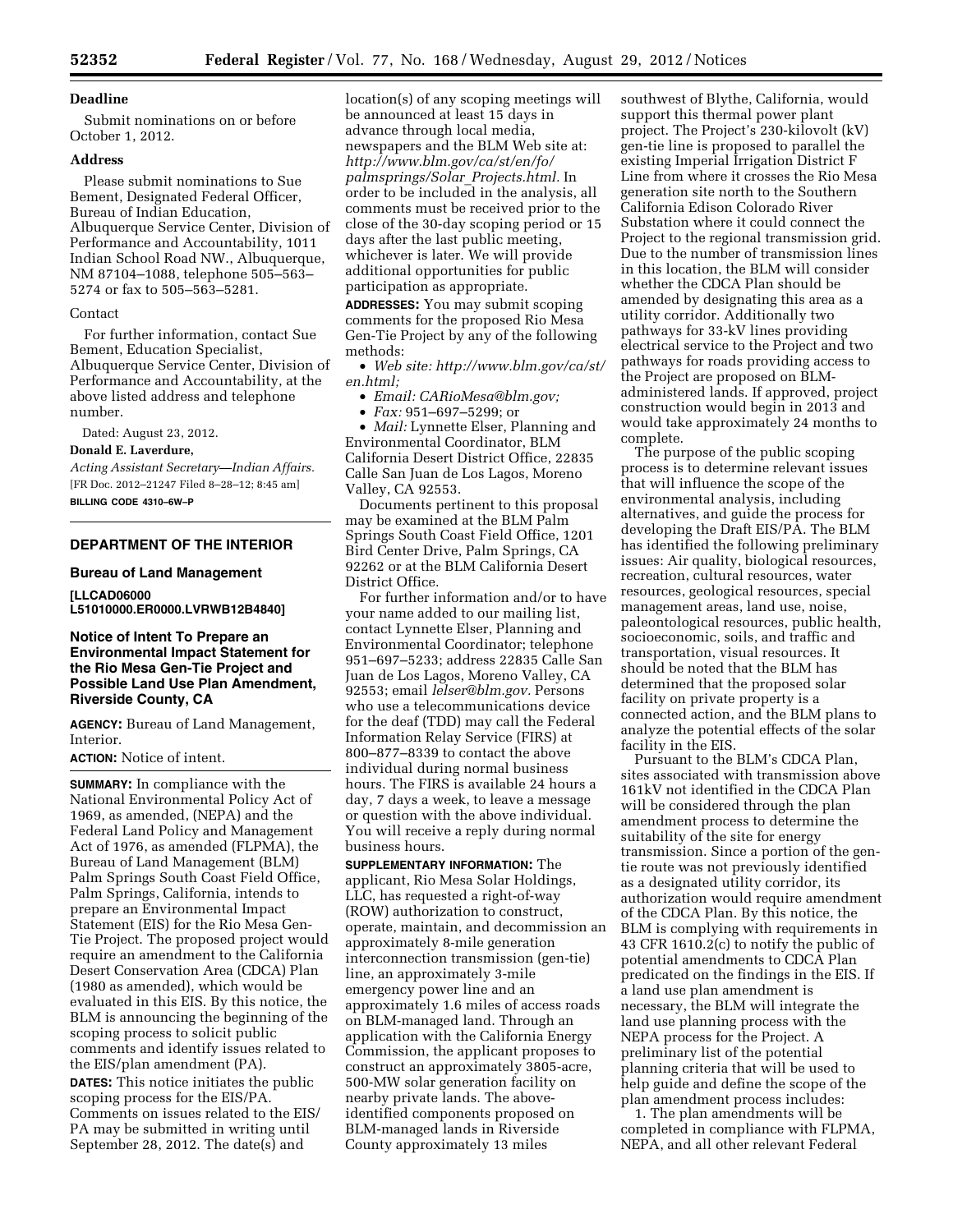### Deadline

Submit nominations on or before October 1, 2012.

### Address

Please submit nominations to Sue Bement, Designated Federal Officer, Bureau of Indian Education, Albuquerque Service Center, Division of Performance and Accountability, 1011 Indian School Road NW., Albuquerque, NM 87104–1088, telephone 505–563–5274 or fax to 505–563–5281.

### Contact

For further information, contact Sue Bement, Education Specialist, Albuquerque Service Center, Division of Performance and Accountability, at the above listed address and telephone number.

Dated: August 23, 2012.

**Donald E. Laverdure,**

*Acting Assistant Secretary—Indian Affairs.*

[FR Doc. 2012–21247 Filed 8–28–12; 8:45 am]

**BILLING CODE 4310–6W–P**

---

## DEPARTMENT OF THE INTERIOR

### Bureau of Land Management

**[LLCAD06000 L51010000.ER0000.LVRWB12B4840]**

### Notice of Intent To Prepare an Environmental Impact Statement for the Rio Mesa Gen-Tie Project and Possible Land Use Plan Amendment, Riverside County, CA

**AGENCY:** Bureau of Land Management, Interior.

**ACTION:** Notice of intent.

**SUMMARY:** In compliance with the National Environmental Policy Act of 1969, as amended, (NEPA) and the Federal Land Policy and Management Act of 1976, as amended (FLPMA), the Bureau of Land Management (BLM) Palm Springs South Coast Field Office, Palm Springs, California, intends to prepare an Environmental Impact Statement (EIS) for the Rio Mesa Gen-Tie Project. The proposed project would require an amendment to the California Desert Conservation Area (CDCA) Plan (1980 as amended), which would be evaluated in this EIS. By this notice, the BLM is announcing the beginning of the scoping process to solicit public comments and identify issues related to the EIS/plan amendment (PA).

**DATES:** This notice initiates the public scoping process for the EIS/PA. Comments on issues related to the EIS/PA may be submitted in writing until September 28, 2012. The date(s) and location(s) of any scoping meetings will be announced at least 15 days in advance through local media, newspapers and the BLM Web site at: *http://www.blm.gov/ca/st/en/fo/palmsprings/Solar_Projects.html.* In order to be included in the analysis, all comments must be received prior to the close of the 30-day scoping period or 15 days after the last public meeting, whichever is later. We will provide additional opportunities for public participation as appropriate.

**ADDRESSES:** You may submit scoping comments for the proposed Rio Mesa Gen-Tie Project by any of the following methods:

- *Web site: http://www.blm.gov/ca/st/en.html;*
- *Email: CARioMesa@blm.gov;*
- *Fax:* 951–697–5299; or
- *Mail:* Lynnette Elser, Planning and Environmental Coordinator, BLM California Desert District Office, 22835 Calle San Juan de Los Lagos, Moreno Valley, CA 92553.

Documents pertinent to this proposal may be examined at the BLM Palm Springs South Coast Field Office, 1201 Bird Center Drive, Palm Springs, CA 92262 or at the BLM California Desert District Office.

For further information and/or to have your name added to our mailing list, contact Lynnette Elser, Planning and Environmental Coordinator; telephone 951–697–5233; address 22835 Calle San Juan de Los Lagos, Moreno Valley, CA 92553; email *lelser@blm.gov.* Persons who use a telecommunications device for the deaf (TDD) may call the Federal Information Relay Service (FIRS) at 800–877–8339 to contact the above individual during normal business hours. The FIRS is available 24 hours a day, 7 days a week, to leave a message or question with the above individual. You will receive a reply during normal business hours.

**SUPPLEMENTARY INFORMATION:** The applicant, Rio Mesa Solar Holdings, LLC, has requested a right-of-way (ROW) authorization to construct, operate, maintain, and decommission an approximately 8-mile generation interconnection transmission (gen-tie) line, an approximately 3-mile emergency power line and an approximately 1.6 miles of access roads on BLM-managed land. Through an application with the California Energy Commission, the applicant proposes to construct an approximately 3805-acre, 500-MW solar generation facility on nearby private lands. The above-identified components proposed on BLM-managed lands in Riverside County approximately 13 miles southwest of Blythe, California, would support this thermal power plant project. The Project's 230-kilovolt (kV) gen-tie line is proposed to parallel the existing Imperial Irrigation District F Line from where it crosses the Rio Mesa generation site north to the Southern California Edison Colorado River Substation where it could connect the Project to the regional transmission grid. Due to the number of transmission lines in this location, the BLM will consider whether the CDCA Plan should be amended by designating this area as a utility corridor. Additionally two pathways for 33-kV lines providing electrical service to the Project and two pathways for roads providing access to the Project are proposed on BLM-administered lands. If approved, project construction would begin in 2013 and would take approximately 24 months to complete.

The purpose of the public scoping process is to determine relevant issues that will influence the scope of the environmental analysis, including alternatives, and guide the process for developing the Draft EIS/PA. The BLM has identified the following preliminary issues: Air quality, biological resources, recreation, cultural resources, water resources, geological resources, special management areas, land use, noise, paleontological resources, public health, socioeconomic, soils, and traffic and transportation, visual resources. It should be noted that the BLM has determined that the proposed solar facility on private property is a connected action, and the BLM plans to analyze the potential effects of the solar facility in the EIS.

Pursuant to the BLM's CDCA Plan, sites associated with transmission above 161kV not identified in the CDCA Plan will be considered through the plan amendment process to determine the suitability of the site for energy transmission. Since a portion of the gen-tie route was not previously identified as a designated utility corridor, its authorization would require amendment of the CDCA Plan. By this notice, the BLM is complying with requirements in 43 CFR 1610.2(c) to notify the public of potential amendments to CDCA Plan predicated on the findings in the EIS. If a land use plan amendment is necessary, the BLM will integrate the land use planning process with the NEPA process for the Project. A preliminary list of the potential planning criteria that will be used to help guide and define the scope of the plan amendment process includes:

1. The plan amendments will be completed in compliance with FLPMA, NEPA, and all other relevant Federal